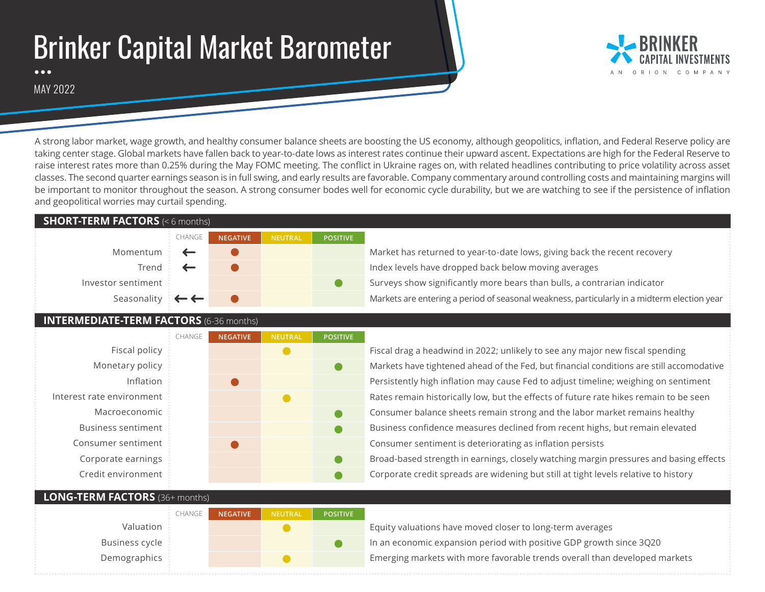# Brinker Capital Market Barometer

MAY 2022

BRINKER CAPITAL INVESTMENTS
AN ORION COMPANY

A strong labor market, wage growth, and healthy consumer balance sheets are boosting the US economy, although geopolitics, inflation, and Federal Reserve policy are taking center stage. Global markets have fallen back to year-to-date lows as interest rates continue their upward ascent. Expectations are high for the Federal Reserve to raise interest rates more than 0.25% during the May FOMC meeting. The conflict in Ukraine rages on, with related headlines contributing to price volatility across asset classes. The second quarter earnings season is in full swing, and early results are favorable. Company commentary around controlling costs and maintaining margins will be important to monitor throughout the season. A strong consumer bodes well for economic cycle durability, but we are watching to see if the persistence of inflation and geopolitical worries may curtail spending.

## SHORT-TERM FACTORS (< 6 months)

| | CHANGE | NEGATIVE | NEUTRAL | POSITIVE | |
|---|---|---|---|---|---|
| Momentum | ← | ● | | | Market has returned to year-to-date lows, giving back the recent recovery |
| Trend | ← | ● | | | Index levels have dropped back below moving averages |
| Investor sentiment | | | | ● | Surveys show significantly more bears than bulls, a contrarian indicator |
| Seasonality | ←← | ● | | | Markets are entering a period of seasonal weakness, particularly in a midterm election year |

## INTERMEDIATE-TERM FACTORS (6-36 months)

| | CHANGE | NEGATIVE | NEUTRAL | POSITIVE | |
|---|---|---|---|---|---|
| Fiscal policy | | | ● | | Fiscal drag a headwind in 2022; unlikely to see any major new fiscal spending |
| Monetary policy | | | | ● | Markets have tightened ahead of the Fed, but financial conditions are still accomodative |
| Inflation | | ● | | | Persistently high inflation may cause Fed to adjust timeline; weighing on sentiment |
| Interest rate environment | | | ● | | Rates remain historically low, but the effects of future rate hikes remain to be seen |
| Macroeconomic | | | | ● | Consumer balance sheets remain strong and the labor market remains healthy |
| Business sentiment | | | | ● | Business confidence measures declined from recent highs, but remain elevated |
| Consumer sentiment | | ● | | | Consumer sentiment is deteriorating as inflation persists |
| Corporate earnings | | | | ● | Broad-based strength in earnings, closely watching margin pressures and basing effects |
| Credit environment | | | | ● | Corporate credit spreads are widening but still at tight levels relative to history |

## LONG-TERM FACTORS (36+ months)

| | CHANGE | NEGATIVE | NEUTRAL | POSITIVE | |
|---|---|---|---|---|---|
| Valuation | | | ● | | Equity valuations have moved closer to long-term averages |
| Business cycle | | | | ● | In an economic expansion period with positive GDP growth since 3Q20 |
| Demographics | | | ● | | Emerging markets with more favorable trends overall than developed markets |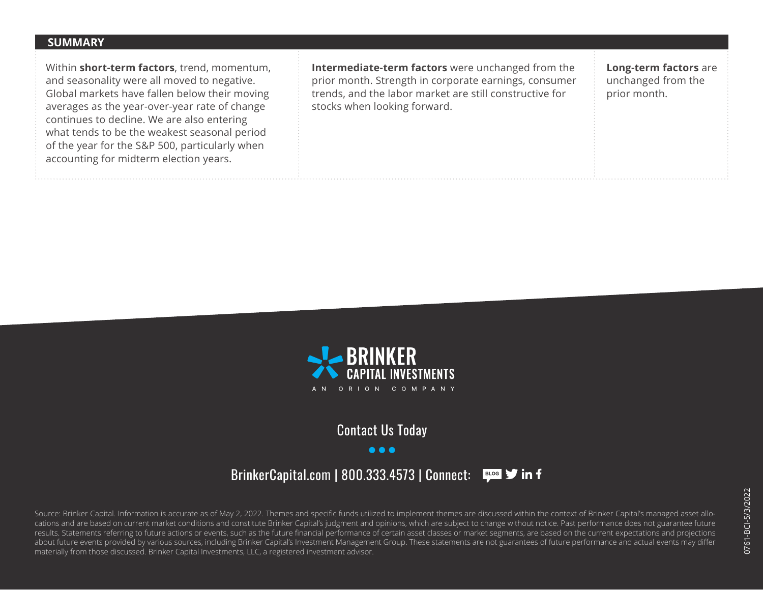## SUMMARY

Within **short-term factors**, trend, momentum, and seasonality were all moved to negative. Global markets have fallen below their moving averages as the year-over-year rate of change continues to decline. We are also entering what tends to be the weakest seasonal period of the year for the S&P 500, particularly when accounting for midterm election years.

**Intermediate-term factors** were unchanged from the prior month. Strength in corporate earnings, consumer trends, and the labor market are still constructive for stocks when looking forward.

**Long-term factors** are unchanged from the prior month.

BRINKER CAPITAL INVESTMENTS

AN ORION COMPANY

Contact Us Today

BrinkerCapital.com | 800.333.4573 | Connect:

Source: Brinker Capital. Information is accurate as of May 2, 2022. Themes and specific funds utilized to implement themes are discussed within the context of Brinker Capital's managed asset allocations and are based on current market conditions and constitute Brinker Capital's judgment and opinions, which are subject to change without notice. Past performance does not guarantee future results. Statements referring to future actions or events, such as the future financial performance of certain asset classes or market segments, are based on the current expectations and projections about future events provided by various sources, including Brinker Capital's Investment Management Group. These statements are not guarantees of future performance and actual events may differ materially from those discussed. Brinker Capital Investments, LLC, a registered investment advisor.

0761-BCI-5/3/2022